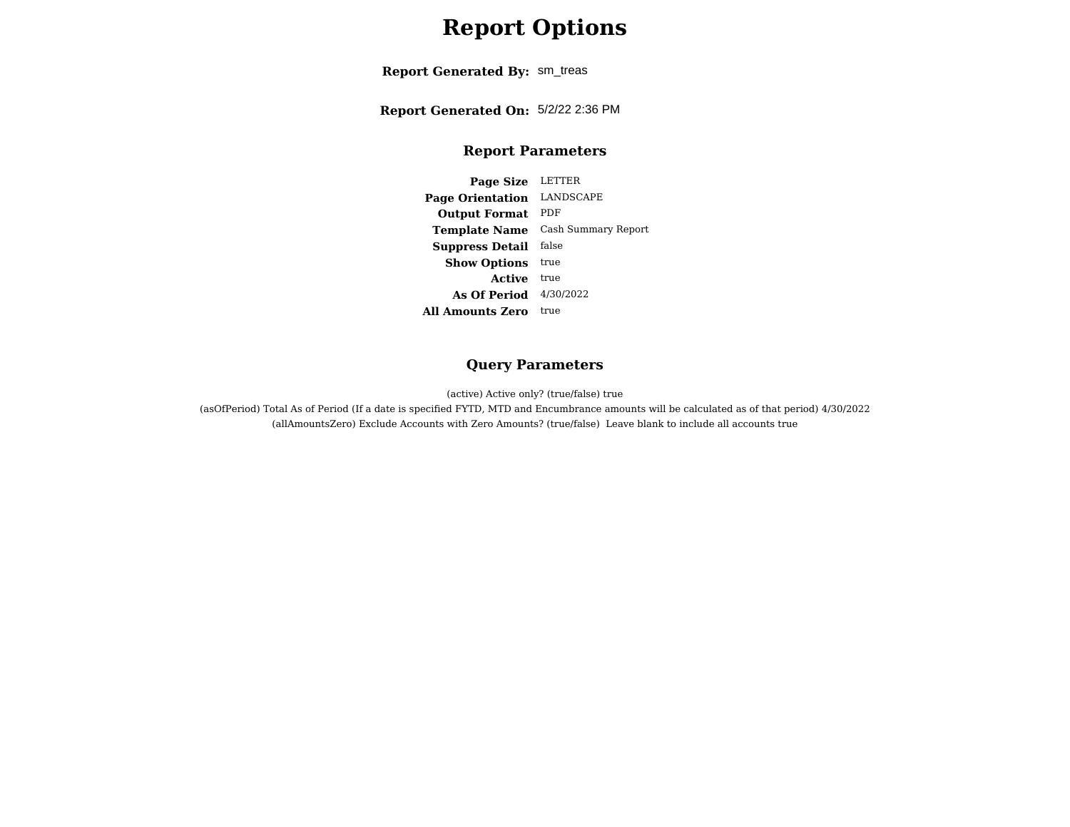# Report Options

**Report Generated By:** sm_treas

**Report Generated On:** 5/2/22 2:36 PM

## Report Parameters

| | |
|---|---|
| **Page Size** | LETTER |
| **Page Orientation** | LANDSCAPE |
| **Output Format** | PDF |
| **Template Name** | Cash Summary Report |
| **Suppress Detail** | false |
| **Show Options** | true |
| **Active** | true |
| **As Of Period** | 4/30/2022 |
| **All Amounts Zero** | true |

## Query Parameters

(active) Active only? (true/false) true

(asOfPeriod) Total As of Period (If a date is specified FYTD, MTD and Encumbrance amounts will be calculated as of that period) 4/30/2022

(allAmountsZero) Exclude Accounts with Zero Amounts? (true/false) Leave blank to include all accounts true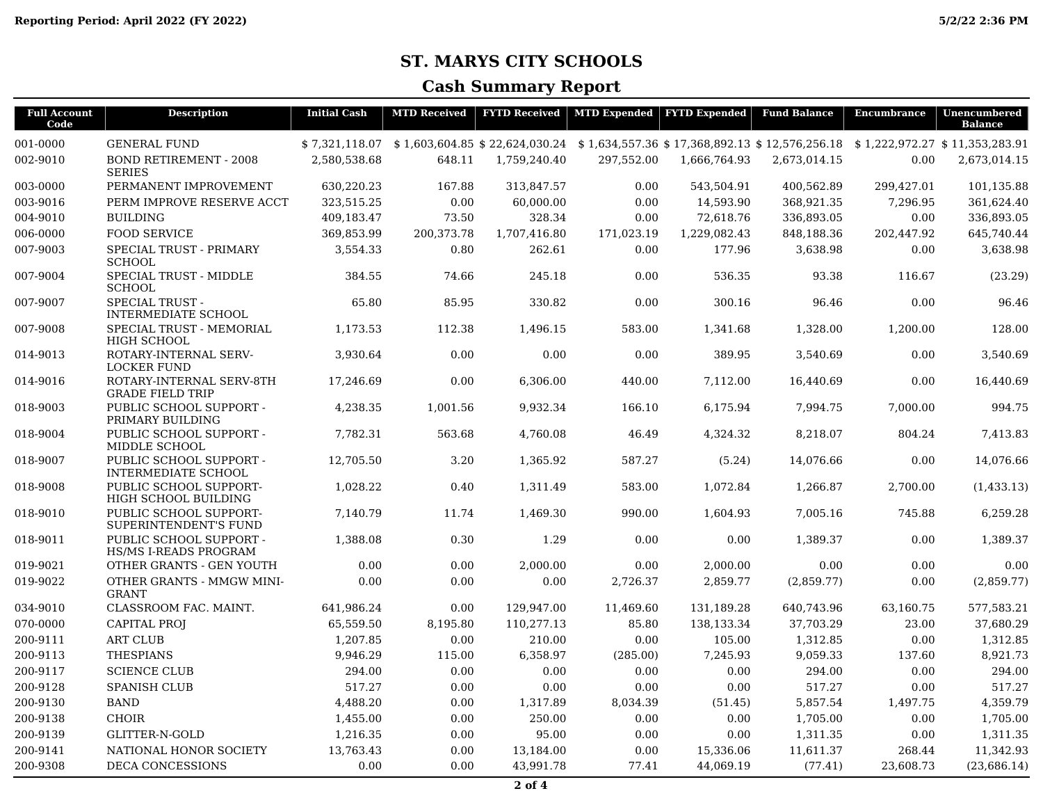Reporting Period: April 2022 (FY 2022)

5/2/22 2:36 PM

# ST. MARYS CITY SCHOOLS

## Cash Summary Report

| Full Account Code | Description | Initial Cash | MTD Received | FYTD Received | MTD Expended | FYTD Expended | Fund Balance | Encumbrance | Unencumbered Balance |
|---|---|---|---|---|---|---|---|---|---|
| 001-0000 | GENERAL FUND | $ 7,321,118.07 | $ 1,603,604.85 | $ 22,624,030.24 | $ 1,634,557.36 | $ 17,368,892.13 | $ 12,576,256.18 | $ 1,222,972.27 | $ 11,353,283.91 |
| 002-9010 | BOND RETIREMENT - 2008 SERIES | 2,580,538.68 | 648.11 | 1,759,240.40 | 297,552.00 | 1,666,764.93 | 2,673,014.15 | 0.00 | 2,673,014.15 |
| 003-0000 | PERMANENT IMPROVEMENT | 630,220.23 | 167.88 | 313,847.57 | 0.00 | 543,504.91 | 400,562.89 | 299,427.01 | 101,135.88 |
| 003-9016 | PERM IMPROVE RESERVE ACCT | 323,515.25 | 0.00 | 60,000.00 | 0.00 | 14,593.90 | 368,921.35 | 7,296.95 | 361,624.40 |
| 004-9010 | BUILDING | 409,183.47 | 73.50 | 328.34 | 0.00 | 72,618.76 | 336,893.05 | 0.00 | 336,893.05 |
| 006-0000 | FOOD SERVICE | 369,853.99 | 200,373.78 | 1,707,416.80 | 171,023.19 | 1,229,082.43 | 848,188.36 | 202,447.92 | 645,740.44 |
| 007-9003 | SPECIAL TRUST - PRIMARY SCHOOL | 3,554.33 | 0.80 | 262.61 | 0.00 | 177.96 | 3,638.98 | 0.00 | 3,638.98 |
| 007-9004 | SPECIAL TRUST - MIDDLE SCHOOL | 384.55 | 74.66 | 245.18 | 0.00 | 536.35 | 93.38 | 116.67 | (23.29) |
| 007-9007 | SPECIAL TRUST - INTERMEDIATE SCHOOL | 65.80 | 85.95 | 330.82 | 0.00 | 300.16 | 96.46 | 0.00 | 96.46 |
| 007-9008 | SPECIAL TRUST - MEMORIAL HIGH SCHOOL | 1,173.53 | 112.38 | 1,496.15 | 583.00 | 1,341.68 | 1,328.00 | 1,200.00 | 128.00 |
| 014-9013 | ROTARY-INTERNAL SERV-LOCKER FUND | 3,930.64 | 0.00 | 0.00 | 0.00 | 389.95 | 3,540.69 | 0.00 | 3,540.69 |
| 014-9016 | ROTARY-INTERNAL SERV-8TH GRADE FIELD TRIP | 17,246.69 | 0.00 | 6,306.00 | 440.00 | 7,112.00 | 16,440.69 | 0.00 | 16,440.69 |
| 018-9003 | PUBLIC SCHOOL SUPPORT - PRIMARY BUILDING | 4,238.35 | 1,001.56 | 9,932.34 | 166.10 | 6,175.94 | 7,994.75 | 7,000.00 | 994.75 |
| 018-9004 | PUBLIC SCHOOL SUPPORT - MIDDLE SCHOOL | 7,782.31 | 563.68 | 4,760.08 | 46.49 | 4,324.32 | 8,218.07 | 804.24 | 7,413.83 |
| 018-9007 | PUBLIC SCHOOL SUPPORT - INTERMEDIATE SCHOOL | 12,705.50 | 3.20 | 1,365.92 | 587.27 | (5.24) | 14,076.66 | 0.00 | 14,076.66 |
| 018-9008 | PUBLIC SCHOOL SUPPORT-HIGH SCHOOL BUILDING | 1,028.22 | 0.40 | 1,311.49 | 583.00 | 1,072.84 | 1,266.87 | 2,700.00 | (1,433.13) |
| 018-9010 | PUBLIC SCHOOL SUPPORT-SUPERINTENDENT'S FUND | 7,140.79 | 11.74 | 1,469.30 | 990.00 | 1,604.93 | 7,005.16 | 745.88 | 6,259.28 |
| 018-9011 | PUBLIC SCHOOL SUPPORT - HS/MS I-READS PROGRAM | 1,388.08 | 0.30 | 1.29 | 0.00 | 0.00 | 1,389.37 | 0.00 | 1,389.37 |
| 019-9021 | OTHER GRANTS - GEN YOUTH | 0.00 | 0.00 | 2,000.00 | 0.00 | 2,000.00 | 0.00 | 0.00 | 0.00 |
| 019-9022 | OTHER GRANTS - MMGW MINI-GRANT | 0.00 | 0.00 | 0.00 | 2,726.37 | 2,859.77 | (2,859.77) | 0.00 | (2,859.77) |
| 034-9010 | CLASSROOM FAC. MAINT. | 641,986.24 | 0.00 | 129,947.00 | 11,469.60 | 131,189.28 | 640,743.96 | 63,160.75 | 577,583.21 |
| 070-0000 | CAPITAL PROJ | 65,559.50 | 8,195.80 | 110,277.13 | 85.80 | 138,133.34 | 37,703.29 | 23.00 | 37,680.29 |
| 200-9111 | ART CLUB | 1,207.85 | 0.00 | 210.00 | 0.00 | 105.00 | 1,312.85 | 0.00 | 1,312.85 |
| 200-9113 | THESPIANS | 9,946.29 | 115.00 | 6,358.97 | (285.00) | 7,245.93 | 9,059.33 | 137.60 | 8,921.73 |
| 200-9117 | SCIENCE CLUB | 294.00 | 0.00 | 0.00 | 0.00 | 0.00 | 294.00 | 0.00 | 294.00 |
| 200-9128 | SPANISH CLUB | 517.27 | 0.00 | 0.00 | 0.00 | 0.00 | 517.27 | 0.00 | 517.27 |
| 200-9130 | BAND | 4,488.20 | 0.00 | 1,317.89 | 8,034.39 | (51.45) | 5,857.54 | 1,497.75 | 4,359.79 |
| 200-9138 | CHOIR | 1,455.00 | 0.00 | 250.00 | 0.00 | 0.00 | 1,705.00 | 0.00 | 1,705.00 |
| 200-9139 | GLITTER-N-GOLD | 1,216.35 | 0.00 | 95.00 | 0.00 | 0.00 | 1,311.35 | 0.00 | 1,311.35 |
| 200-9141 | NATIONAL HONOR SOCIETY | 13,763.43 | 0.00 | 13,184.00 | 0.00 | 15,336.06 | 11,611.37 | 268.44 | 11,342.93 |
| 200-9308 | DECA CONCESSIONS | 0.00 | 0.00 | 43,991.78 | 77.41 | 44,069.19 | (77.41) | 23,608.73 | (23,686.14) |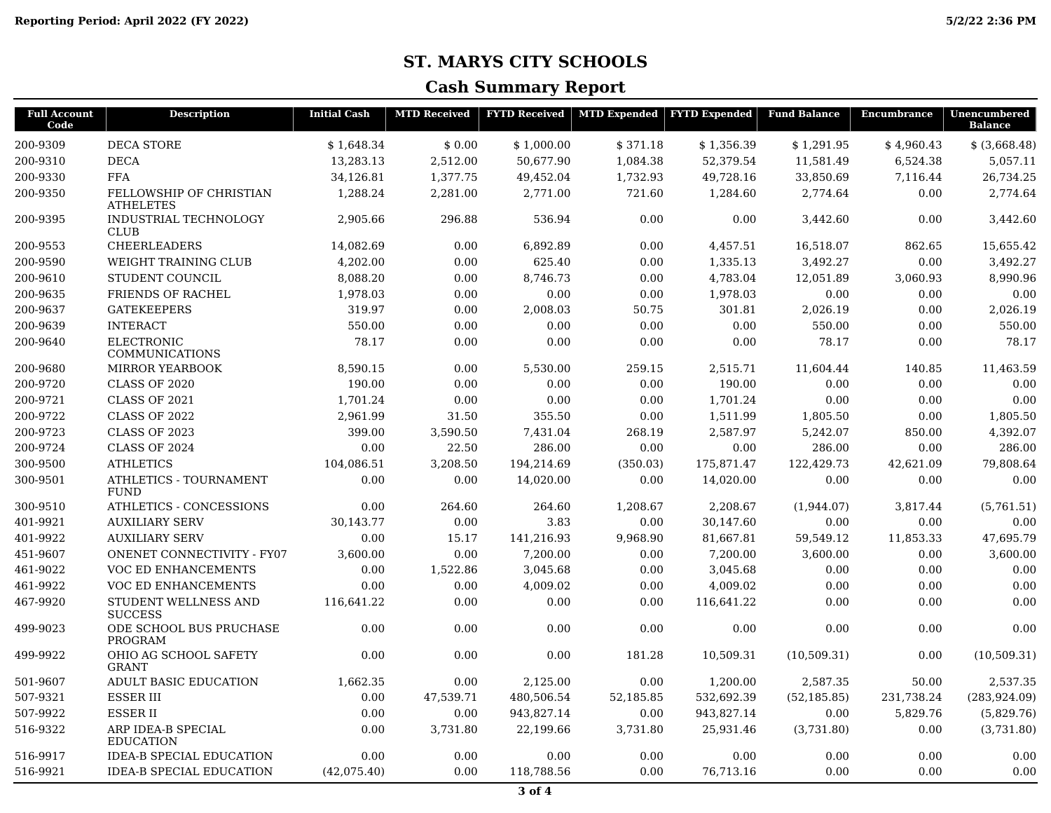Reporting Period: April 2022 (FY 2022)

5/2/22 2:36 PM

# ST. MARYS CITY SCHOOLS

## Cash Summary Report

| Full Account Code | Description | Initial Cash | MTD Received | FYTD Received | MTD Expended | FYTD Expended | Fund Balance | Encumbrance | Unencumbered Balance |
|---|---|---|---|---|---|---|---|---|---|
| 200-9309 | DECA STORE | $ 1,648.34 | $ 0.00 | $ 1,000.00 | $ 371.18 | $ 1,356.39 | $ 1,291.95 | $ 4,960.43 | $ (3,668.48) |
| 200-9310 | DECA | 13,283.13 | 2,512.00 | 50,677.90 | 1,084.38 | 52,379.54 | 11,581.49 | 6,524.38 | 5,057.11 |
| 200-9330 | FFA | 34,126.81 | 1,377.75 | 49,452.04 | 1,732.93 | 49,728.16 | 33,850.69 | 7,116.44 | 26,734.25 |
| 200-9350 | FELLOWSHIP OF CHRISTIAN ATHELETES | 1,288.24 | 2,281.00 | 2,771.00 | 721.60 | 1,284.60 | 2,774.64 | 0.00 | 2,774.64 |
| 200-9395 | INDUSTRIAL TECHNOLOGY CLUB | 2,905.66 | 296.88 | 536.94 | 0.00 | 0.00 | 3,442.60 | 0.00 | 3,442.60 |
| 200-9553 | CHEERLEADERS | 14,082.69 | 0.00 | 6,892.89 | 0.00 | 4,457.51 | 16,518.07 | 862.65 | 15,655.42 |
| 200-9590 | WEIGHT TRAINING CLUB | 4,202.00 | 0.00 | 625.40 | 0.00 | 1,335.13 | 3,492.27 | 0.00 | 3,492.27 |
| 200-9610 | STUDENT COUNCIL | 8,088.20 | 0.00 | 8,746.73 | 0.00 | 4,783.04 | 12,051.89 | 3,060.93 | 8,990.96 |
| 200-9635 | FRIENDS OF RACHEL | 1,978.03 | 0.00 | 0.00 | 0.00 | 1,978.03 | 0.00 | 0.00 | 0.00 |
| 200-9637 | GATEKEEPERS | 319.97 | 0.00 | 2,008.03 | 50.75 | 301.81 | 2,026.19 | 0.00 | 2,026.19 |
| 200-9639 | INTERACT | 550.00 | 0.00 | 0.00 | 0.00 | 0.00 | 550.00 | 0.00 | 550.00 |
| 200-9640 | ELECTRONIC COMMUNICATIONS | 78.17 | 0.00 | 0.00 | 0.00 | 0.00 | 78.17 | 0.00 | 78.17 |
| 200-9680 | MIRROR YEARBOOK | 8,590.15 | 0.00 | 5,530.00 | 259.15 | 2,515.71 | 11,604.44 | 140.85 | 11,463.59 |
| 200-9720 | CLASS OF 2020 | 190.00 | 0.00 | 0.00 | 0.00 | 190.00 | 0.00 | 0.00 | 0.00 |
| 200-9721 | CLASS OF 2021 | 1,701.24 | 0.00 | 0.00 | 0.00 | 1,701.24 | 0.00 | 0.00 | 0.00 |
| 200-9722 | CLASS OF 2022 | 2,961.99 | 31.50 | 355.50 | 0.00 | 1,511.99 | 1,805.50 | 0.00 | 1,805.50 |
| 200-9723 | CLASS OF 2023 | 399.00 | 3,590.50 | 7,431.04 | 268.19 | 2,587.97 | 5,242.07 | 850.00 | 4,392.07 |
| 200-9724 | CLASS OF 2024 | 0.00 | 22.50 | 286.00 | 0.00 | 0.00 | 286.00 | 0.00 | 286.00 |
| 300-9500 | ATHLETICS | 104,086.51 | 3,208.50 | 194,214.69 | (350.03) | 175,871.47 | 122,429.73 | 42,621.09 | 79,808.64 |
| 300-9501 | ATHLETICS - TOURNAMENT FUND | 0.00 | 0.00 | 14,020.00 | 0.00 | 14,020.00 | 0.00 | 0.00 | 0.00 |
| 300-9510 | ATHLETICS - CONCESSIONS | 0.00 | 264.60 | 264.60 | 1,208.67 | 2,208.67 | (1,944.07) | 3,817.44 | (5,761.51) |
| 401-9921 | AUXILIARY SERV | 30,143.77 | 0.00 | 3.83 | 0.00 | 30,147.60 | 0.00 | 0.00 | 0.00 |
| 401-9922 | AUXILIARY SERV | 0.00 | 15.17 | 141,216.93 | 9,968.90 | 81,667.81 | 59,549.12 | 11,853.33 | 47,695.79 |
| 451-9607 | ONENET CONNECTIVITY - FY07 | 3,600.00 | 0.00 | 7,200.00 | 0.00 | 7,200.00 | 3,600.00 | 0.00 | 3,600.00 |
| 461-9022 | VOC ED ENHANCEMENTS | 0.00 | 1,522.86 | 3,045.68 | 0.00 | 3,045.68 | 0.00 | 0.00 | 0.00 |
| 461-9922 | VOC ED ENHANCEMENTS | 0.00 | 0.00 | 4,009.02 | 0.00 | 4,009.02 | 0.00 | 0.00 | 0.00 |
| 467-9920 | STUDENT WELLNESS AND SUCCESS | 116,641.22 | 0.00 | 0.00 | 0.00 | 116,641.22 | 0.00 | 0.00 | 0.00 |
| 499-9023 | ODE SCHOOL BUS PRUCHASE PROGRAM | 0.00 | 0.00 | 0.00 | 0.00 | 0.00 | 0.00 | 0.00 | 0.00 |
| 499-9922 | OHIO AG SCHOOL SAFETY GRANT | 0.00 | 0.00 | 0.00 | 181.28 | 10,509.31 | (10,509.31) | 0.00 | (10,509.31) |
| 501-9607 | ADULT BASIC EDUCATION | 1,662.35 | 0.00 | 2,125.00 | 0.00 | 1,200.00 | 2,587.35 | 50.00 | 2,537.35 |
| 507-9321 | ESSER III | 0.00 | 47,539.71 | 480,506.54 | 52,185.85 | 532,692.39 | (52,185.85) | 231,738.24 | (283,924.09) |
| 507-9922 | ESSER II | 0.00 | 0.00 | 943,827.14 | 0.00 | 943,827.14 | 0.00 | 5,829.76 | (5,829.76) |
| 516-9322 | ARP IDEA-B SPECIAL EDUCATION | 0.00 | 3,731.80 | 22,199.66 | 3,731.80 | 25,931.46 | (3,731.80) | 0.00 | (3,731.80) |
| 516-9917 | IDEA-B SPECIAL EDUCATION | 0.00 | 0.00 | 0.00 | 0.00 | 0.00 | 0.00 | 0.00 | 0.00 |
| 516-9921 | IDEA-B SPECIAL EDUCATION | (42,075.40) | 0.00 | 118,788.56 | 0.00 | 76,713.16 | 0.00 | 0.00 | 0.00 |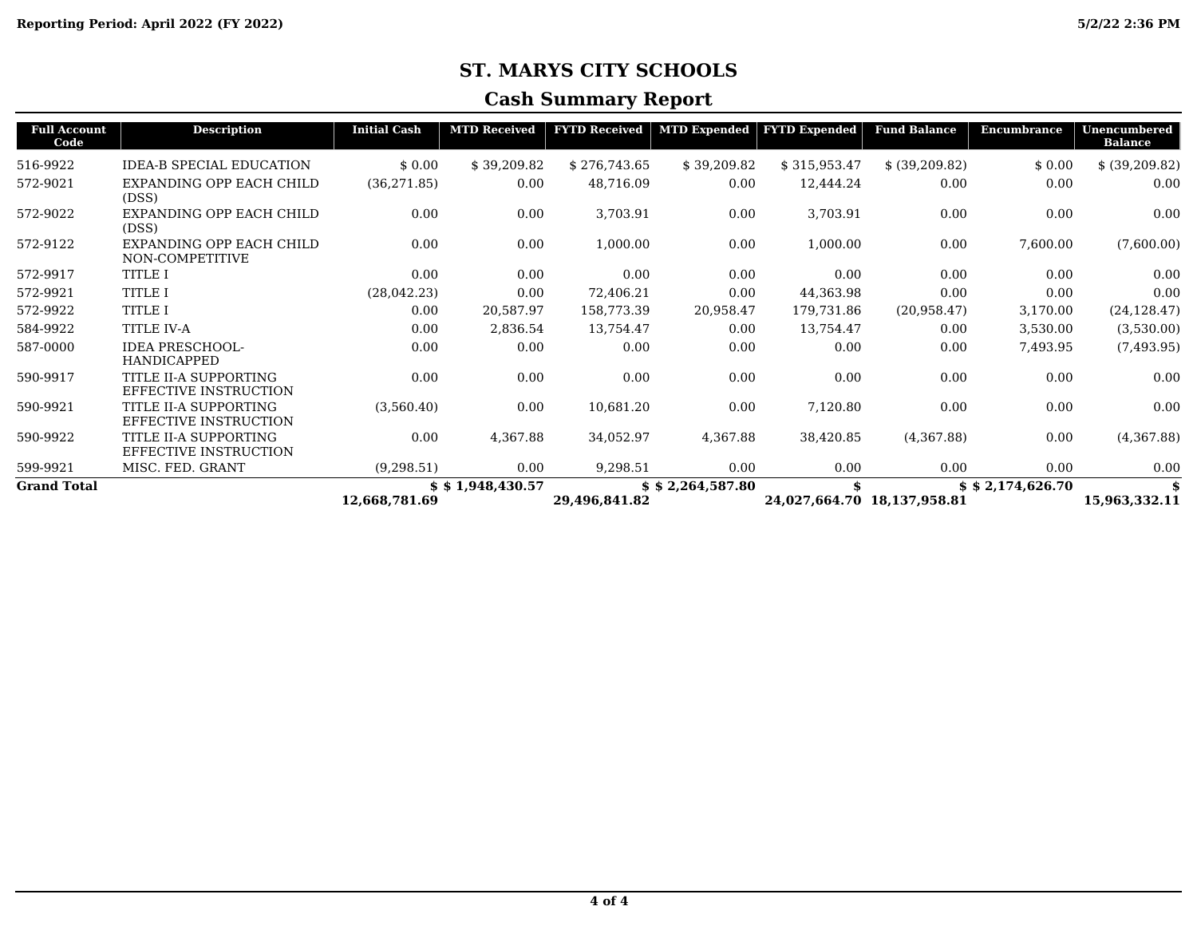# ST. MARYS CITY SCHOOLS

## Cash Summary Report

| Full Account Code | Description | Initial Cash | MTD Received | FYTD Received | MTD Expended | FYTD Expended | Fund Balance | Encumbrance | Unencumbered Balance |
|---|---|---|---|---|---|---|---|---|---|
| 516-9922 | IDEA-B SPECIAL EDUCATION | $ 0.00 | $ 39,209.82 | $ 276,743.65 | $ 39,209.82 | $ 315,953.47 | $ (39,209.82) | $ 0.00 | $ (39,209.82) |
| 572-9021 | EXPANDING OPP EACH CHILD (DSS) | (36,271.85) | 0.00 | 48,716.09 | 0.00 | 12,444.24 | 0.00 | 0.00 | 0.00 |
| 572-9022 | EXPANDING OPP EACH CHILD (DSS) | 0.00 | 0.00 | 3,703.91 | 0.00 | 3,703.91 | 0.00 | 0.00 | 0.00 |
| 572-9122 | EXPANDING OPP EACH CHILD NON-COMPETITIVE | 0.00 | 0.00 | 1,000.00 | 0.00 | 1,000.00 | 0.00 | 7,600.00 | (7,600.00) |
| 572-9917 | TITLE I | 0.00 | 0.00 | 0.00 | 0.00 | 0.00 | 0.00 | 0.00 | 0.00 |
| 572-9921 | TITLE I | (28,042.23) | 0.00 | 72,406.21 | 0.00 | 44,363.98 | 0.00 | 0.00 | 0.00 |
| 572-9922 | TITLE I | 0.00 | 20,587.97 | 158,773.39 | 20,958.47 | 179,731.86 | (20,958.47) | 3,170.00 | (24,128.47) |
| 584-9922 | TITLE IV-A | 0.00 | 2,836.54 | 13,754.47 | 0.00 | 13,754.47 | 0.00 | 3,530.00 | (3,530.00) |
| 587-0000 | IDEA PRESCHOOL-HANDICAPPED | 0.00 | 0.00 | 0.00 | 0.00 | 0.00 | 0.00 | 7,493.95 | (7,493.95) |
| 590-9917 | TITLE II-A SUPPORTING EFFECTIVE INSTRUCTION | 0.00 | 0.00 | 0.00 | 0.00 | 0.00 | 0.00 | 0.00 | 0.00 |
| 590-9921 | TITLE II-A SUPPORTING EFFECTIVE INSTRUCTION | (3,560.40) | 0.00 | 10,681.20 | 0.00 | 7,120.80 | 0.00 | 0.00 | 0.00 |
| 590-9922 | TITLE II-A SUPPORTING EFFECTIVE INSTRUCTION | 0.00 | 4,367.88 | 34,052.97 | 4,367.88 | 38,420.85 | (4,367.88) | 0.00 | (4,367.88) |
| 599-9921 | MISC. FED. GRANT | (9,298.51) | 0.00 | 9,298.51 | 0.00 | 0.00 | 0.00 | 0.00 | 0.00 |
| **Grand Total** | | **$ 12,668,781.69** | **$ 1,948,430.57** | **$ 29,496,841.82** | **$ 2,264,587.80** | **$ 24,027,664.70** | **$ 18,137,958.81** | **$ 2,174,626.70** | **$ 15,963,332.11** |